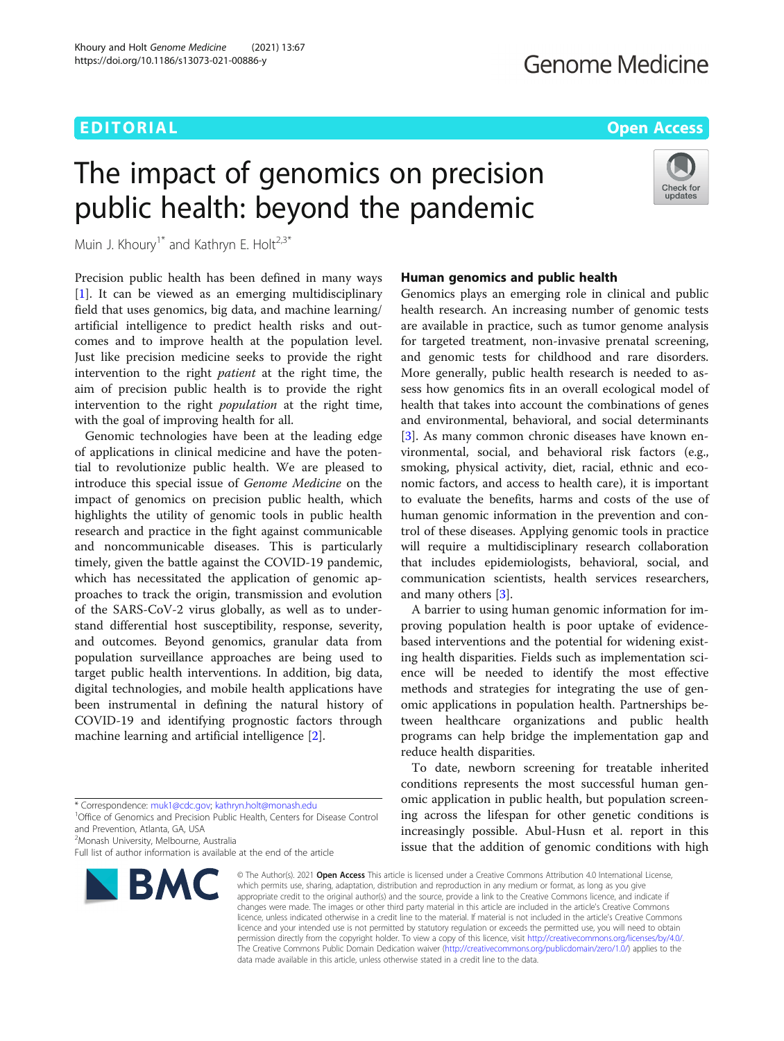EDITORIAL

Open Access

# The impact of genomics on precision public health: beyond the pandemic

Muin J. Khoury[1*] and Kathryn E. Holt[2,3*]

Precision public health has been defined in many ways [1]. It can be viewed as an emerging multidisciplinary field that uses genomics, big data, and machine learning/artificial intelligence to predict health risks and outcomes and to improve health at the population level. Just like precision medicine seeks to provide the right intervention to the right *patient* at the right time, the aim of precision public health is to provide the right intervention to the right *population* at the right time, with the goal of improving health for all.

Genomic technologies have been at the leading edge of applications in clinical medicine and have the potential to revolutionize public health. We are pleased to introduce this special issue of *Genome Medicine* on the impact of genomics on precision public health, which highlights the utility of genomic tools in public health research and practice in the fight against communicable and noncommunicable diseases. This is particularly timely, given the battle against the COVID-19 pandemic, which has necessitated the application of genomic approaches to track the origin, transmission and evolution of the SARS-CoV-2 virus globally, as well as to understand differential host susceptibility, response, severity, and outcomes. Beyond genomics, granular data from population surveillance approaches are being used to target public health interventions. In addition, big data, digital technologies, and mobile health applications have been instrumental in defining the natural history of COVID-19 and identifying prognostic factors through machine learning and artificial intelligence [2].

## Human genomics and public health

Genomics plays an emerging role in clinical and public health research. An increasing number of genomic tests are available in practice, such as tumor genome analysis for targeted treatment, non-invasive prenatal screening, and genomic tests for childhood and rare disorders. More generally, public health research is needed to assess how genomics fits in an overall ecological model of health that takes into account the combinations of genes and environmental, behavioral, and social determinants [3]. As many common chronic diseases have known environmental, social, and behavioral risk factors (e.g., smoking, physical activity, diet, racial, ethnic and economic factors, and access to health care), it is important to evaluate the benefits, harms and costs of the use of human genomic information in the prevention and control of these diseases. Applying genomic tools in practice will require a multidisciplinary research collaboration that includes epidemiologists, behavioral, social, and communication scientists, health services researchers, and many others [3].

A barrier to using human genomic information for improving population health is poor uptake of evidence-based interventions and the potential for widening existing health disparities. Fields such as implementation science will be needed to identify the most effective methods and strategies for integrating the use of genomic applications in population health. Partnerships between healthcare organizations and public health programs can help bridge the implementation gap and reduce health disparities.

To date, newborn screening for treatable inherited conditions represents the most successful human genomic application in public health, but population screening across the lifespan for other genetic conditions is increasingly possible. Abul-Husn et al. report in this issue that the addition of genomic conditions with high

* Correspondence: muk1@cdc.gov; kathryn.holt@monash.edu
[1]Office of Genomics and Precision Public Health, Centers for Disease Control and Prevention, Atlanta, GA, USA
[2]Monash University, Melbourne, Australia
Full list of author information is available at the end of the article

© The Author(s). 2021 **Open Access** This article is licensed under a Creative Commons Attribution 4.0 International License, which permits use, sharing, adaptation, distribution and reproduction in any medium or format, as long as you give appropriate credit to the original author(s) and the source, provide a link to the Creative Commons licence, and indicate if changes were made. The images or other third party material in this article are included in the article's Creative Commons licence, unless indicated otherwise in a credit line to the material. If material is not included in the article's Creative Commons licence and your intended use is not permitted by statutory regulation or exceeds the permitted use, you will need to obtain permission directly from the copyright holder. To view a copy of this licence, visit http://creativecommons.org/licenses/by/4.0/. The Creative Commons Public Domain Dedication waiver (http://creativecommons.org/publicdomain/zero/1.0/) applies to the data made available in this article, unless otherwise stated in a credit line to the data.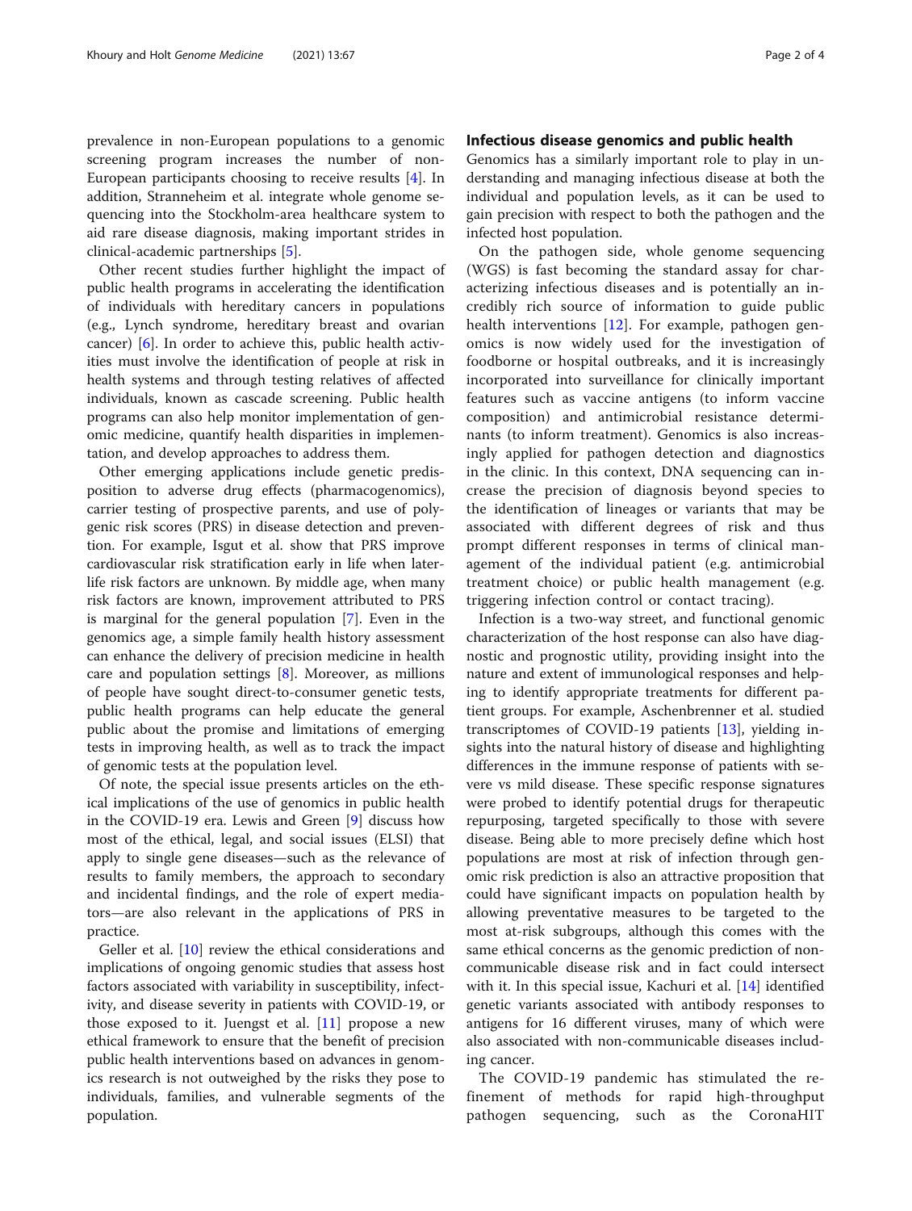prevalence in non-European populations to a genomic screening program increases the number of non-European participants choosing to receive results [4]. In addition, Stranneheim et al. integrate whole genome sequencing into the Stockholm-area healthcare system to aid rare disease diagnosis, making important strides in clinical-academic partnerships [5].

Other recent studies further highlight the impact of public health programs in accelerating the identification of individuals with hereditary cancers in populations (e.g., Lynch syndrome, hereditary breast and ovarian cancer) [6]. In order to achieve this, public health activities must involve the identification of people at risk in health systems and through testing relatives of affected individuals, known as cascade screening. Public health programs can also help monitor implementation of genomic medicine, quantify health disparities in implementation, and develop approaches to address them.

Other emerging applications include genetic predisposition to adverse drug effects (pharmacogenomics), carrier testing of prospective parents, and use of polygenic risk scores (PRS) in disease detection and prevention. For example, Isgut et al. show that PRS improve cardiovascular risk stratification early in life when later-life risk factors are unknown. By middle age, when many risk factors are known, improvement attributed to PRS is marginal for the general population [7]. Even in the genomics age, a simple family health history assessment can enhance the delivery of precision medicine in health care and population settings [8]. Moreover, as millions of people have sought direct-to-consumer genetic tests, public health programs can help educate the general public about the promise and limitations of emerging tests in improving health, as well as to track the impact of genomic tests at the population level.

Of note, the special issue presents articles on the ethical implications of the use of genomics in public health in the COVID-19 era. Lewis and Green [9] discuss how most of the ethical, legal, and social issues (ELSI) that apply to single gene diseases—such as the relevance of results to family members, the approach to secondary and incidental findings, and the role of expert mediators—are also relevant in the applications of PRS in practice.

Geller et al. [10] review the ethical considerations and implications of ongoing genomic studies that assess host factors associated with variability in susceptibility, infectivity, and disease severity in patients with COVID-19, or those exposed to it. Juengst et al. [11] propose a new ethical framework to ensure that the benefit of precision public health interventions based on advances in genomics research is not outweighed by the risks they pose to individuals, families, and vulnerable segments of the population.

## Infectious disease genomics and public health

Genomics has a similarly important role to play in understanding and managing infectious disease at both the individual and population levels, as it can be used to gain precision with respect to both the pathogen and the infected host population.

On the pathogen side, whole genome sequencing (WGS) is fast becoming the standard assay for characterizing infectious diseases and is potentially an incredibly rich source of information to guide public health interventions [12]. For example, pathogen genomics is now widely used for the investigation of foodborne or hospital outbreaks, and it is increasingly incorporated into surveillance for clinically important features such as vaccine antigens (to inform vaccine composition) and antimicrobial resistance determinants (to inform treatment). Genomics is also increasingly applied for pathogen detection and diagnostics in the clinic. In this context, DNA sequencing can increase the precision of diagnosis beyond species to the identification of lineages or variants that may be associated with different degrees of risk and thus prompt different responses in terms of clinical management of the individual patient (e.g. antimicrobial treatment choice) or public health management (e.g. triggering infection control or contact tracing).

Infection is a two-way street, and functional genomic characterization of the host response can also have diagnostic and prognostic utility, providing insight into the nature and extent of immunological responses and helping to identify appropriate treatments for different patient groups. For example, Aschenbrenner et al. studied transcriptomes of COVID-19 patients [13], yielding insights into the natural history of disease and highlighting differences in the immune response of patients with severe vs mild disease. These specific response signatures were probed to identify potential drugs for therapeutic repurposing, targeted specifically to those with severe disease. Being able to more precisely define which host populations are most at risk of infection through genomic risk prediction is also an attractive proposition that could have significant impacts on population health by allowing preventative measures to be targeted to the most at-risk subgroups, although this comes with the same ethical concerns as the genomic prediction of non-communicable disease risk and in fact could intersect with it. In this special issue, Kachuri et al. [14] identified genetic variants associated with antibody responses to antigens for 16 different viruses, many of which were also associated with non-communicable diseases including cancer.

The COVID-19 pandemic has stimulated the refinement of methods for rapid high-throughput pathogen sequencing, such as the CoronaHIT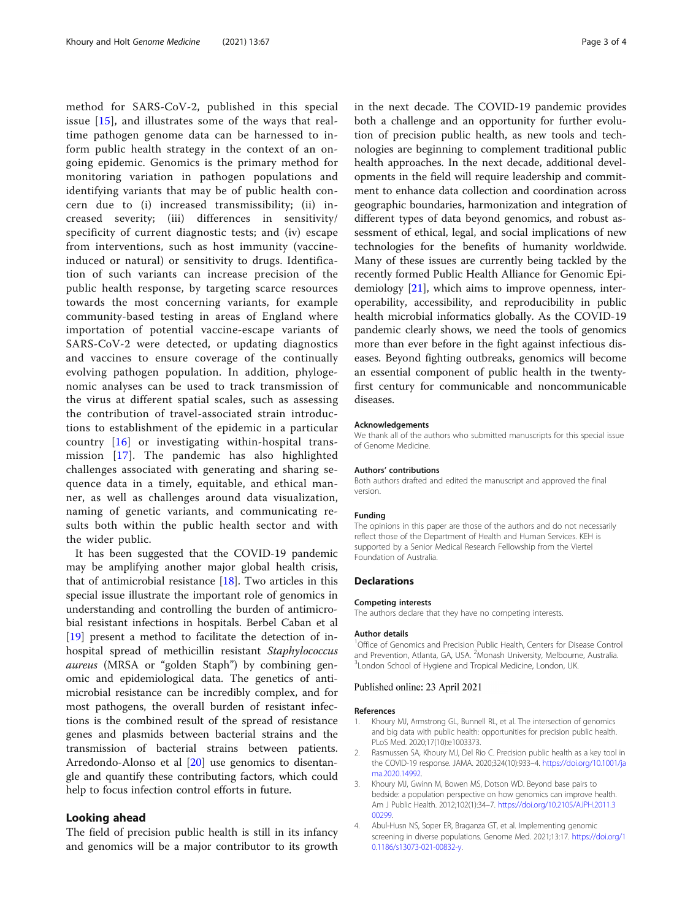method for SARS-CoV-2, published in this special issue [15], and illustrates some of the ways that real-time pathogen genome data can be harnessed to inform public health strategy in the context of an ongoing epidemic. Genomics is the primary method for monitoring variation in pathogen populations and identifying variants that may be of public health concern due to (i) increased transmissibility; (ii) increased severity; (iii) differences in sensitivity/specificity of current diagnostic tests; and (iv) escape from interventions, such as host immunity (vaccine-induced or natural) or sensitivity to drugs. Identification of such variants can increase precision of the public health response, by targeting scarce resources towards the most concerning variants, for example community-based testing in areas of England where importation of potential vaccine-escape variants of SARS-CoV-2 were detected, or updating diagnostics and vaccines to ensure coverage of the continually evolving pathogen population. In addition, phylogenomic analyses can be used to track transmission of the virus at different spatial scales, such as assessing the contribution of travel-associated strain introductions to establishment of the epidemic in a particular country [16] or investigating within-hospital transmission [17]. The pandemic has also highlighted challenges associated with generating and sharing sequence data in a timely, equitable, and ethical manner, as well as challenges around data visualization, naming of genetic variants, and communicating results both within the public health sector and with the wider public.

It has been suggested that the COVID-19 pandemic may be amplifying another major global health crisis, that of antimicrobial resistance [18]. Two articles in this special issue illustrate the important role of genomics in understanding and controlling the burden of antimicrobial resistant infections in hospitals. Berbel Caban et al [19] present a method to facilitate the detection of in-hospital spread of methicillin resistant *Staphylococcus aureus* (MRSA or "golden Staph") by combining genomic and epidemiological data. The genetics of antimicrobial resistance can be incredibly complex, and for most pathogens, the overall burden of resistant infections is the combined result of the spread of resistance genes and plasmids between bacterial strains and the transmission of bacterial strains between patients. Arredondo-Alonso et al [20] use genomics to disentangle and quantify these contributing factors, which could help to focus infection control efforts in future.

## Looking ahead

The field of precision public health is still in its infancy and genomics will be a major contributor to its growth in the next decade. The COVID-19 pandemic provides both a challenge and an opportunity for further evolution of precision public health, as new tools and technologies are beginning to complement traditional public health approaches. In the next decade, additional developments in the field will require leadership and commitment to enhance data collection and coordination across geographic boundaries, harmonization and integration of different types of data beyond genomics, and robust assessment of ethical, legal, and social implications of new technologies for the benefits of humanity worldwide. Many of these issues are currently being tackled by the recently formed Public Health Alliance for Genomic Epidemiology [21], which aims to improve openness, interoperability, accessibility, and reproducibility in public health microbial informatics globally. As the COVID-19 pandemic clearly shows, we need the tools of genomics more than ever before in the fight against infectious diseases. Beyond fighting outbreaks, genomics will become an essential component of public health in the twenty-first century for communicable and noncommunicable diseases.

#### Acknowledgements

We thank all of the authors who submitted manuscripts for this special issue of Genome Medicine.

#### Authors' contributions

Both authors drafted and edited the manuscript and approved the final version.

#### Funding

The opinions in this paper are those of the authors and do not necessarily reflect those of the Department of Health and Human Services. KEH is supported by a Senior Medical Research Fellowship from the Viertel Foundation of Australia.

### Declarations

#### Competing interests

The authors declare that they have no competing interests.

#### Author details

[1]Office of Genomics and Precision Public Health, Centers for Disease Control and Prevention, Atlanta, GA, USA. [2]Monash University, Melbourne, Australia. [3]London School of Hygiene and Tropical Medicine, London, UK.

Published online: 23 April 2021

#### References

1. Khoury MJ, Armstrong GL, Bunnell RL, et al. The intersection of genomics and big data with public health: opportunities for precision public health. PLoS Med. 2020;17(10):e1003373.
2. Rasmussen SA, Khoury MJ, Del Rio C. Precision public health as a key tool in the COVID-19 response. JAMA. 2020;324(10):933–4. https://doi.org/10.1001/jama.2020.14992.
3. Khoury MJ, Gwinn M, Bowen MS, Dotson WD. Beyond base pairs to bedside: a population perspective on how genomics can improve health. Am J Public Health. 2012;102(1):34–7. https://doi.org/10.2105/AJPH.2011.300299.
4. Abul-Husn NS, Soper ER, Braganza GT, et al. Implementing genomic screening in diverse populations. Genome Med. 2021;13:17. https://doi.org/10.1186/s13073-021-00832-y.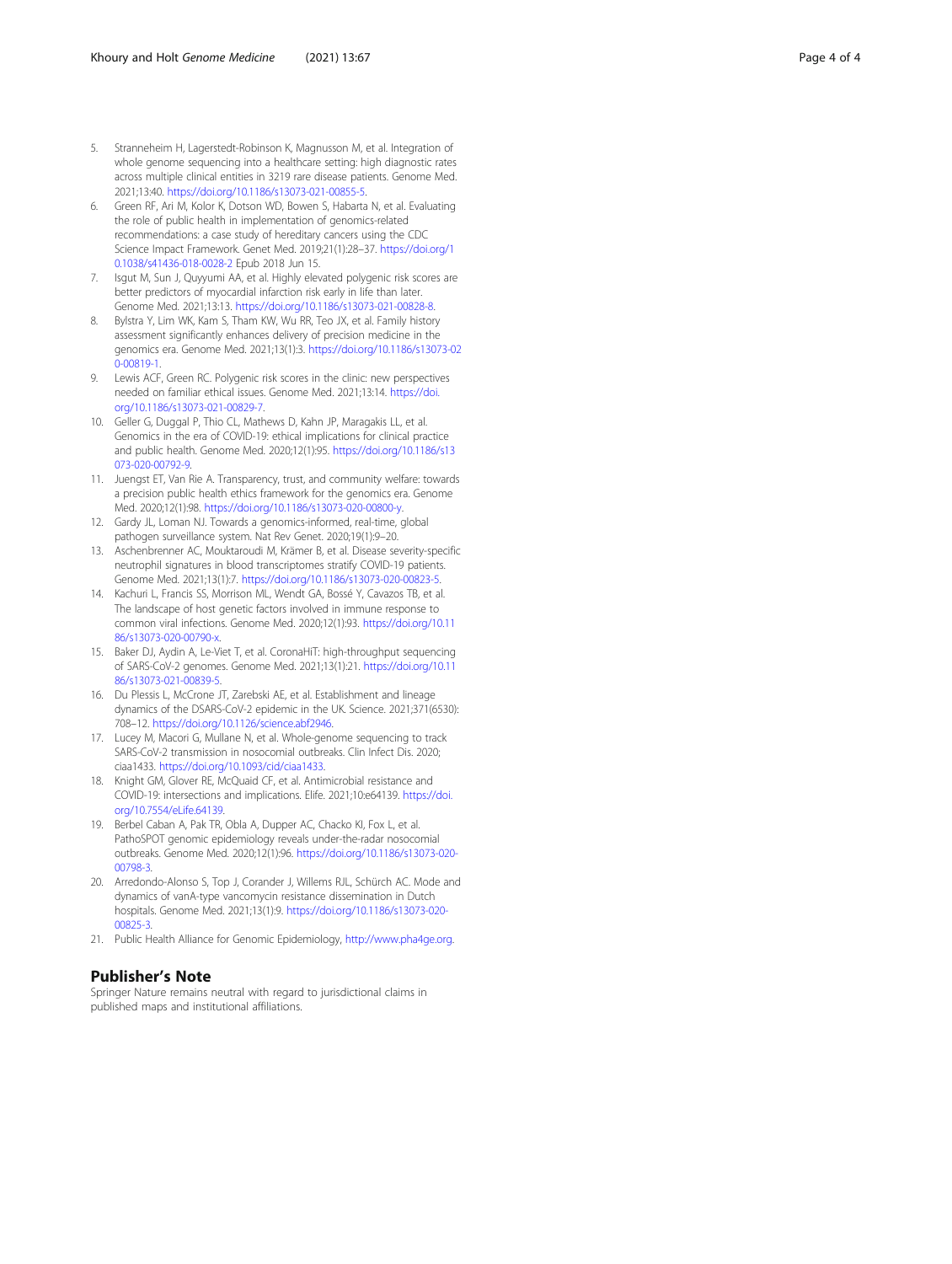5. Stranneheim H, Lagerstedt-Robinson K, Magnusson M, et al. Integration of whole genome sequencing into a healthcare setting: high diagnostic rates across multiple clinical entities in 3219 rare disease patients. Genome Med. 2021;13:40. https://doi.org/10.1186/s13073-021-00855-5.
6. Green RF, Ari M, Kolor K, Dotson WD, Bowen S, Habarta N, et al. Evaluating the role of public health in implementation of genomics-related recommendations: a case study of hereditary cancers using the CDC Science Impact Framework. Genet Med. 2019;21(1):28–37. https://doi.org/10.1038/s41436-018-0028-2 Epub 2018 Jun 15.
7. Isgut M, Sun J, Quyyumi AA, et al. Highly elevated polygenic risk scores are better predictors of myocardial infarction risk early in life than later. Genome Med. 2021;13:13. https://doi.org/10.1186/s13073-021-00828-8.
8. Bylstra Y, Lim WK, Kam S, Tham KW, Wu RR, Teo JX, et al. Family history assessment significantly enhances delivery of precision medicine in the genomics era. Genome Med. 2021;13(1):3. https://doi.org/10.1186/s13073-020-00819-1.
9. Lewis ACF, Green RC. Polygenic risk scores in the clinic: new perspectives needed on familiar ethical issues. Genome Med. 2021;13:14. https://doi.org/10.1186/s13073-021-00829-7.
10. Geller G, Duggal P, Thio CL, Mathews D, Kahn JP, Maragakis LL, et al. Genomics in the era of COVID-19: ethical implications for clinical practice and public health. Genome Med. 2020;12(1):95. https://doi.org/10.1186/s13073-020-00792-9.
11. Juengst ET, Van Rie A. Transparency, trust, and community welfare: towards a precision public health ethics framework for the genomics era. Genome Med. 2020;12(1):98. https://doi.org/10.1186/s13073-020-00800-y.
12. Gardy JL, Loman NJ. Towards a genomics-informed, real-time, global pathogen surveillance system. Nat Rev Genet. 2020;19(1):9–20.
13. Aschenbrenner AC, Mouktaroudi M, Krämer B, et al. Disease severity-specific neutrophil signatures in blood transcriptomes stratify COVID-19 patients. Genome Med. 2021;13(1):7. https://doi.org/10.1186/s13073-020-00823-5.
14. Kachuri L, Francis SS, Morrison ML, Wendt GA, Bossé Y, Cavazos TB, et al. The landscape of host genetic factors involved in immune response to common viral infections. Genome Med. 2020;12(1):93. https://doi.org/10.1186/s13073-020-00790-x.
15. Baker DJ, Aydin A, Le-Viet T, et al. CoronaHiT: high-throughput sequencing of SARS-CoV-2 genomes. Genome Med. 2021;13(1):21. https://doi.org/10.1186/s13073-021-00839-5.
16. Du Plessis L, McCrone JT, Zarebski AE, et al. Establishment and lineage dynamics of the DSARS-CoV-2 epidemic in the UK. Science. 2021;371(6530):708–12. https://doi.org/10.1126/science.abf2946.
17. Lucey M, Macori G, Mullane N, et al. Whole-genome sequencing to track SARS-CoV-2 transmission in nosocomial outbreaks. Clin Infect Dis. 2020;ciaa1433. https://doi.org/10.1093/cid/ciaa1433.
18. Knight GM, Glover RE, McQuaid CF, et al. Antimicrobial resistance and COVID-19: intersections and implications. Elife. 2021;10:e64139. https://doi.org/10.7554/eLife.64139.
19. Berbel Caban A, Pak TR, Obla A, Dupper AC, Chacko KI, Fox L, et al. PathoSPOT genomic epidemiology reveals under-the-radar nosocomial outbreaks. Genome Med. 2020;12(1):96. https://doi.org/10.1186/s13073-020-00798-3.
20. Arredondo-Alonso S, Top J, Corander J, Willems RJL, Schürch AC. Mode and dynamics of vanA-type vancomycin resistance dissemination in Dutch hospitals. Genome Med. 2021;13(1):9. https://doi.org/10.1186/s13073-020-00825-3.
21. Public Health Alliance for Genomic Epidemiology, http://www.pha4ge.org.

## Publisher's Note

Springer Nature remains neutral with regard to jurisdictional claims in published maps and institutional affiliations.